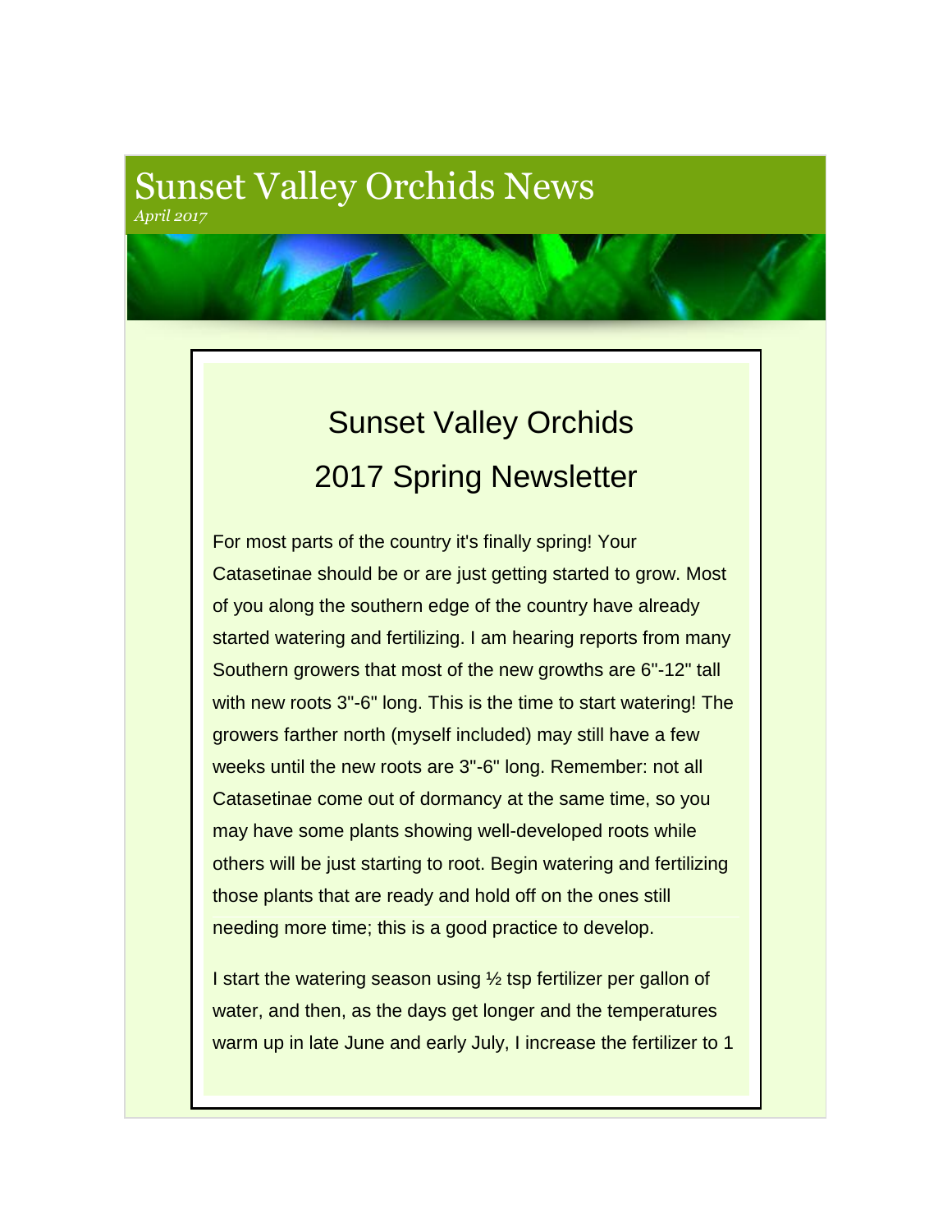# Sunset Valley Orchids News

*April 2017*

## Sunset Valley Orchids
## 2017 Spring Newsletter

For most parts of the country it's finally spring! Your Catasetinae should be or are just getting started to grow. Most of you along the southern edge of the country have already started watering and fertilizing. I am hearing reports from many Southern growers that most of the new growths are 6"-12" tall with new roots 3"-6" long. This is the time to start watering! The growers farther north (myself included) may still have a few weeks until the new roots are 3"-6" long. Remember: not all Catasetinae come out of dormancy at the same time, so you may have some plants showing well-developed roots while others will be just starting to root. Begin watering and fertilizing those plants that are ready and hold off on the ones still needing more time; this is a good practice to develop.

I start the watering season using ½ tsp fertilizer per gallon of water, and then, as the days get longer and the temperatures warm up in late June and early July, I increase the fertilizer to 1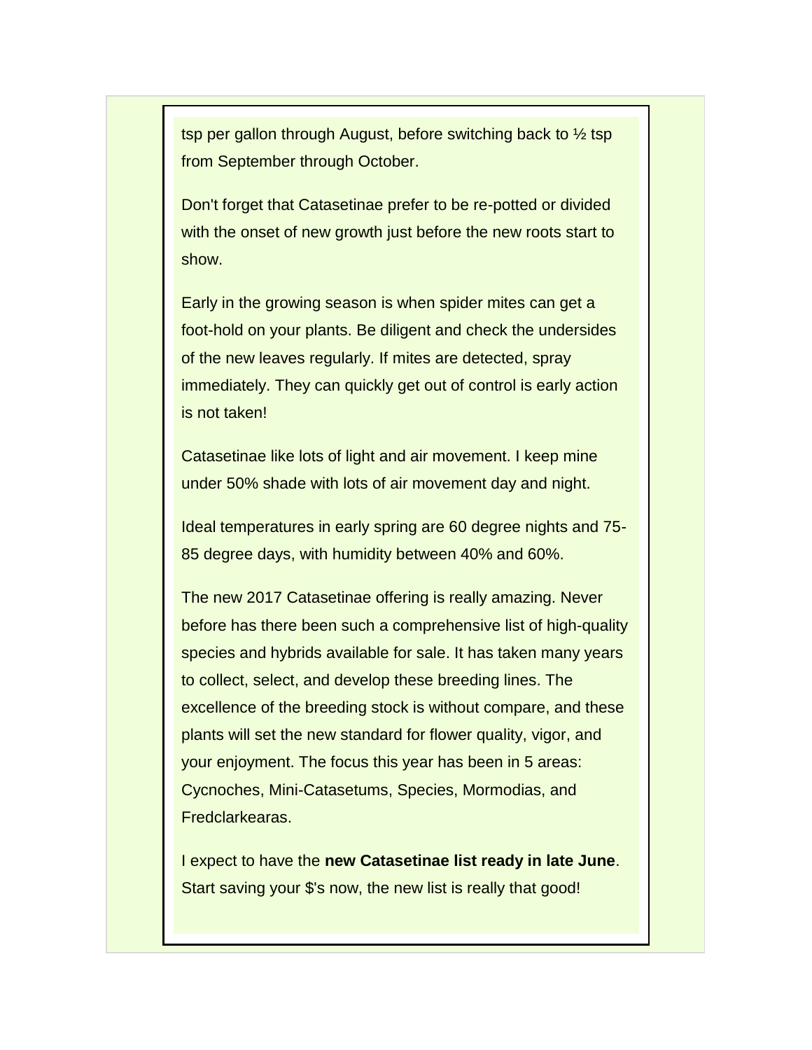tsp per gallon through August, before switching back to ½ tsp from September through October.

Don't forget that Catasetinae prefer to be re-potted or divided with the onset of new growth just before the new roots start to show.

Early in the growing season is when spider mites can get a foot-hold on your plants. Be diligent and check the undersides of the new leaves regularly. If mites are detected, spray immediately. They can quickly get out of control is early action is not taken!

Catasetinae like lots of light and air movement. I keep mine under 50% shade with lots of air movement day and night.

Ideal temperatures in early spring are 60 degree nights and 75-85 degree days, with humidity between 40% and 60%.

The new 2017 Catasetinae offering is really amazing. Never before has there been such a comprehensive list of high-quality species and hybrids available for sale. It has taken many years to collect, select, and develop these breeding lines. The excellence of the breeding stock is without compare, and these plants will set the new standard for flower quality, vigor, and your enjoyment. The focus this year has been in 5 areas: Cycnoches, Mini-Catasetums, Species, Mormodias, and Fredclarkearas.

I expect to have the **new Catasetinae list ready in late June**. Start saving your $'s now, the new list is really that good!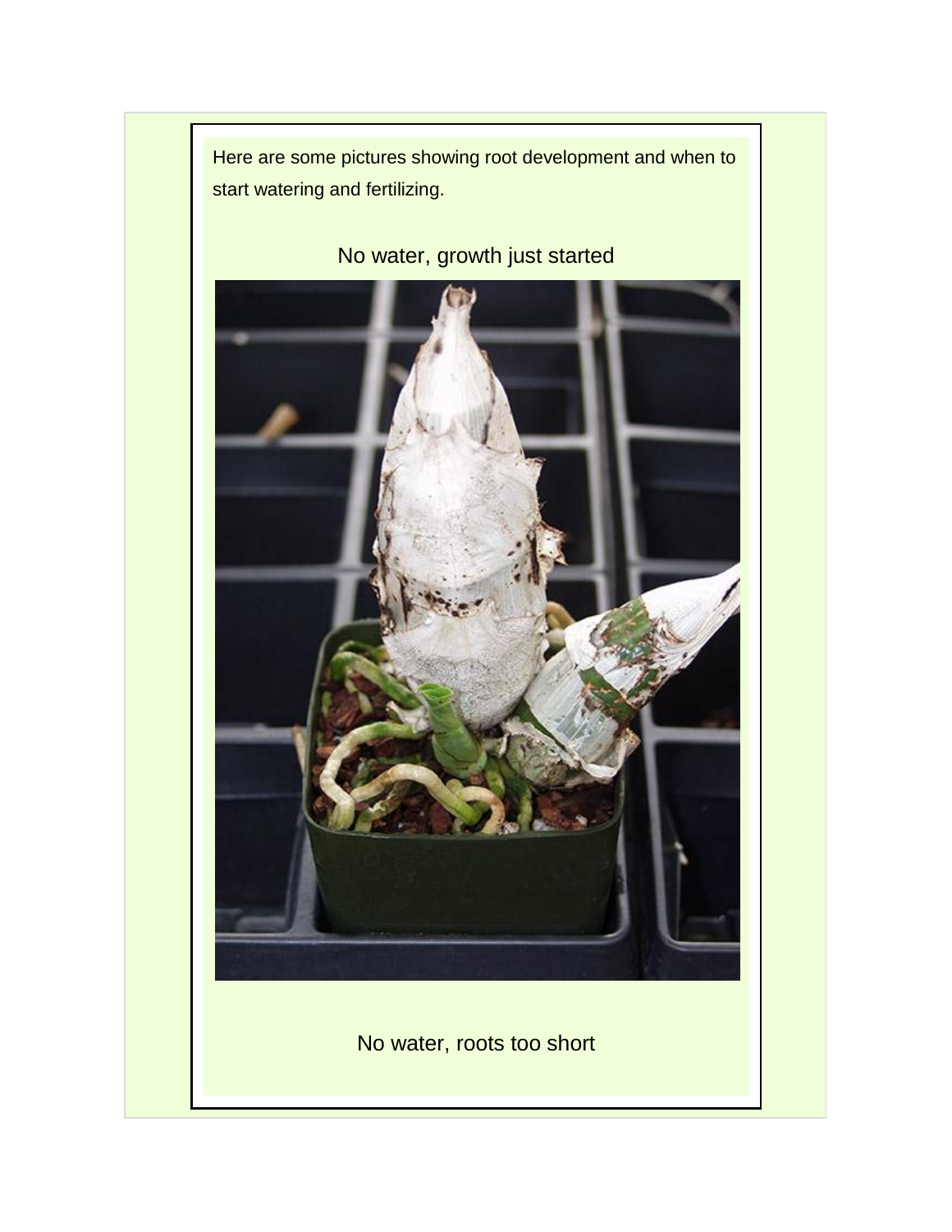Here are some pictures showing root development and when to start watering and fertilizing.

No water, growth just started

No water, roots too short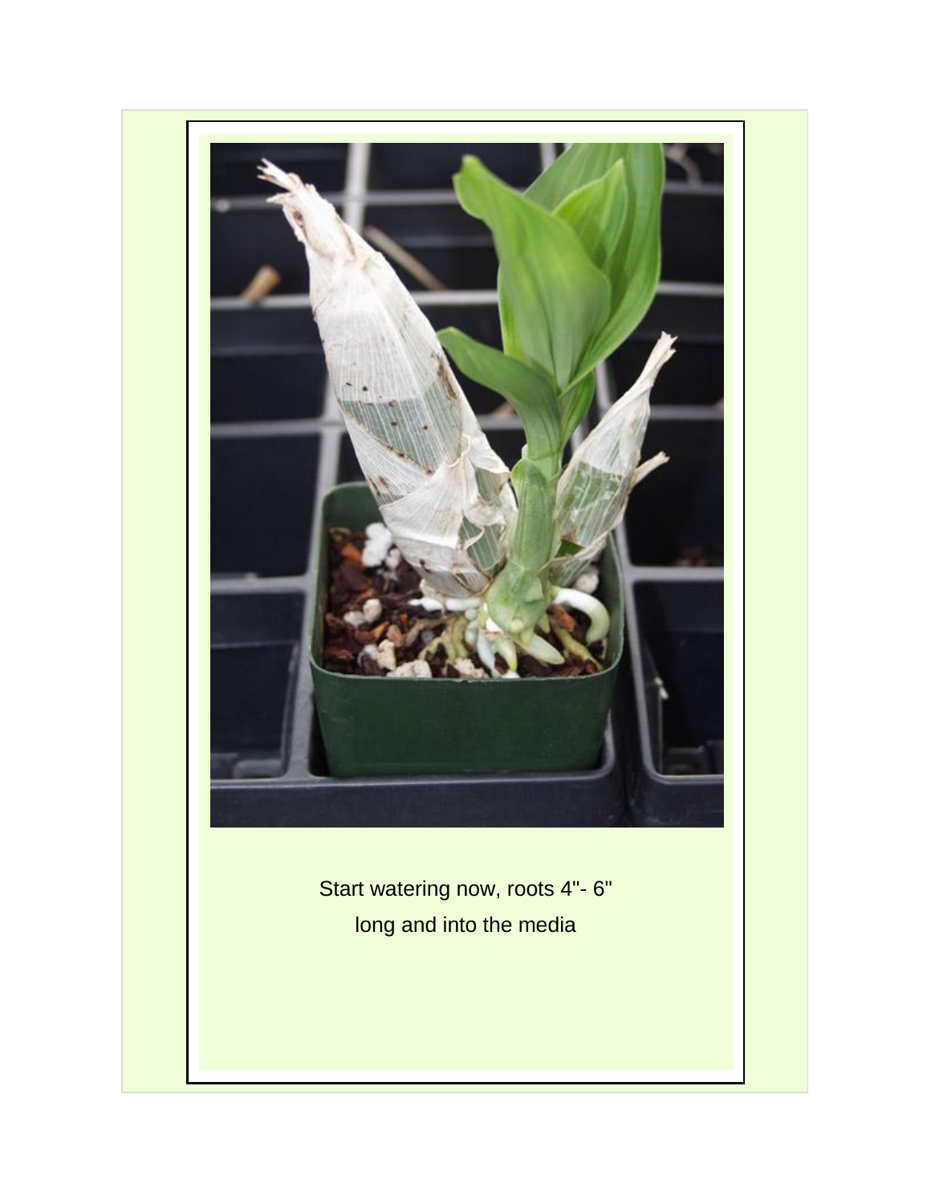Start watering now, roots 4"- 6" long and into the media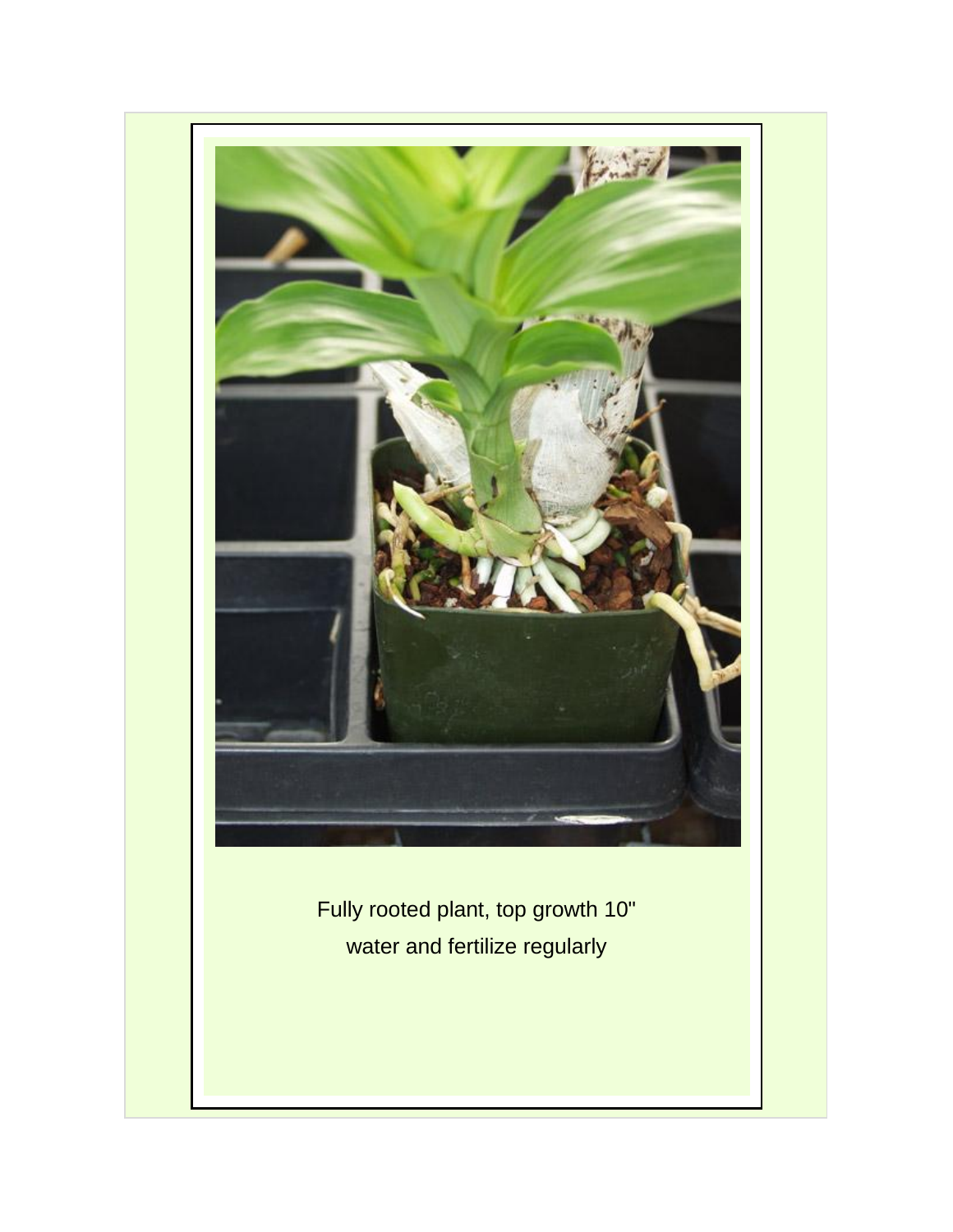Fully rooted plant, top growth 10"

water and fertilize regularly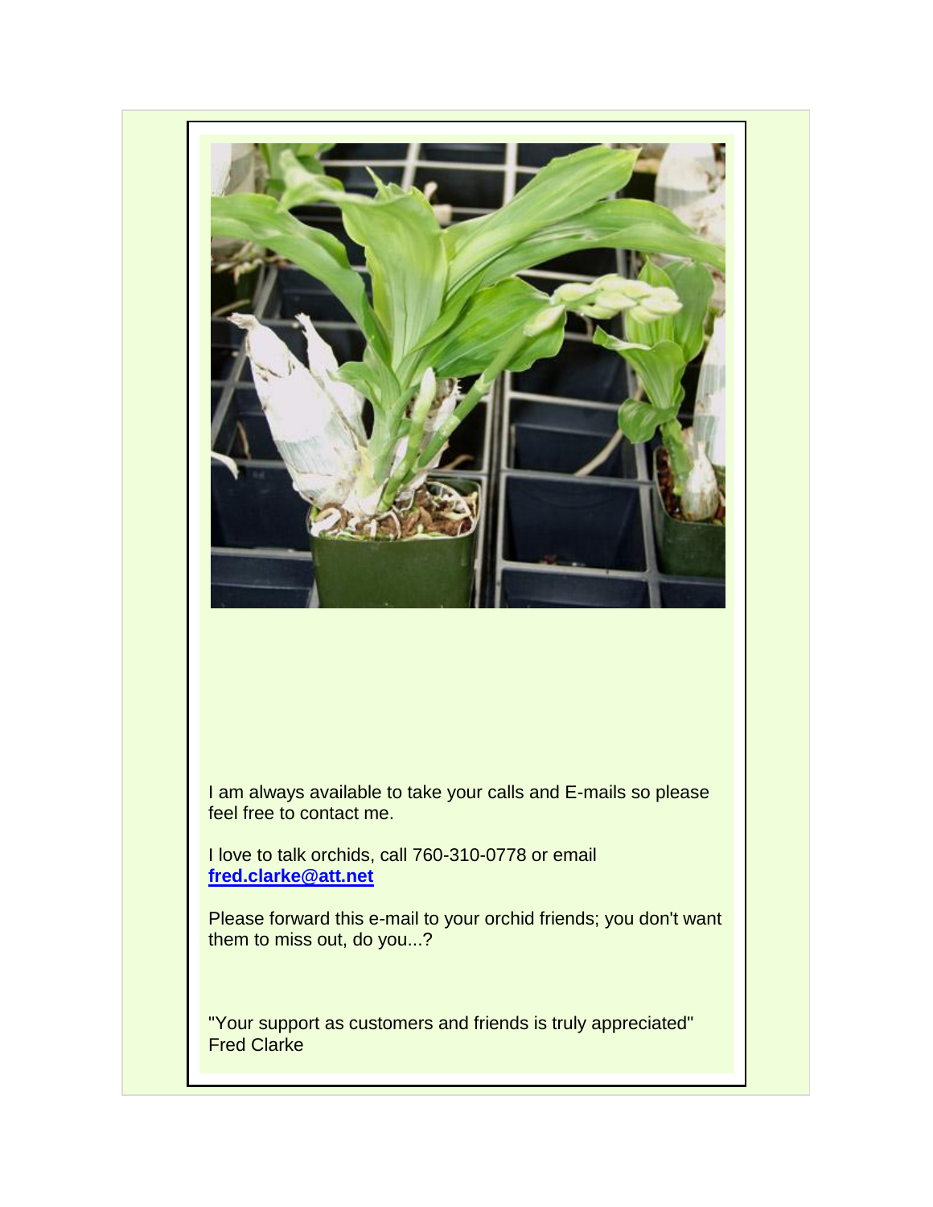I am always available to take your calls and E-mails so please feel free to contact me.

I love to talk orchids, call 760-310-0778 or email **fred.clarke@att.net**

Please forward this e-mail to your orchid friends; you don't want them to miss out, do you...?

"Your support as customers and friends is truly appreciated"
Fred Clarke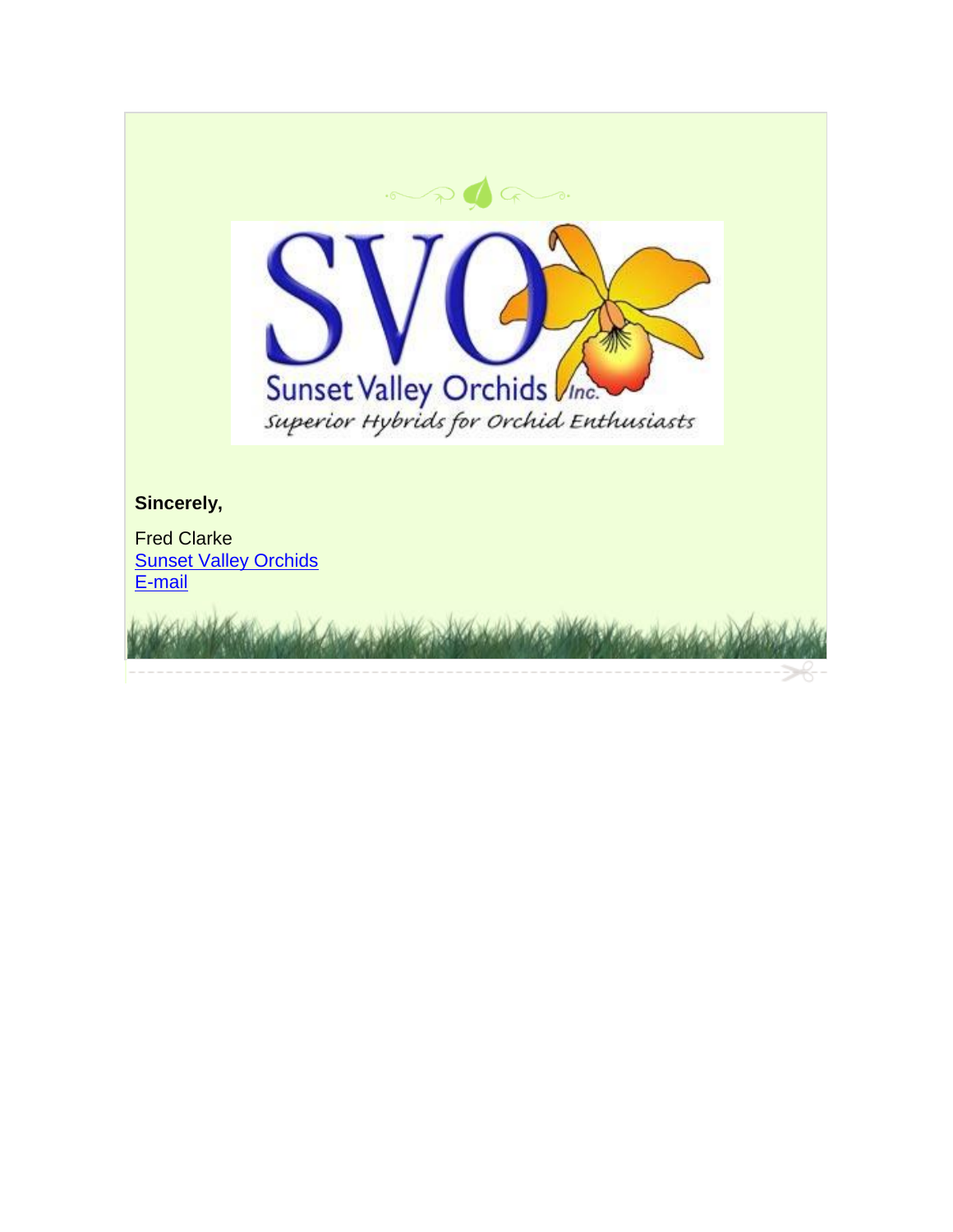**Sincerely,**

Fred Clarke
[Sunset Valley Orchids]
[E-mail]